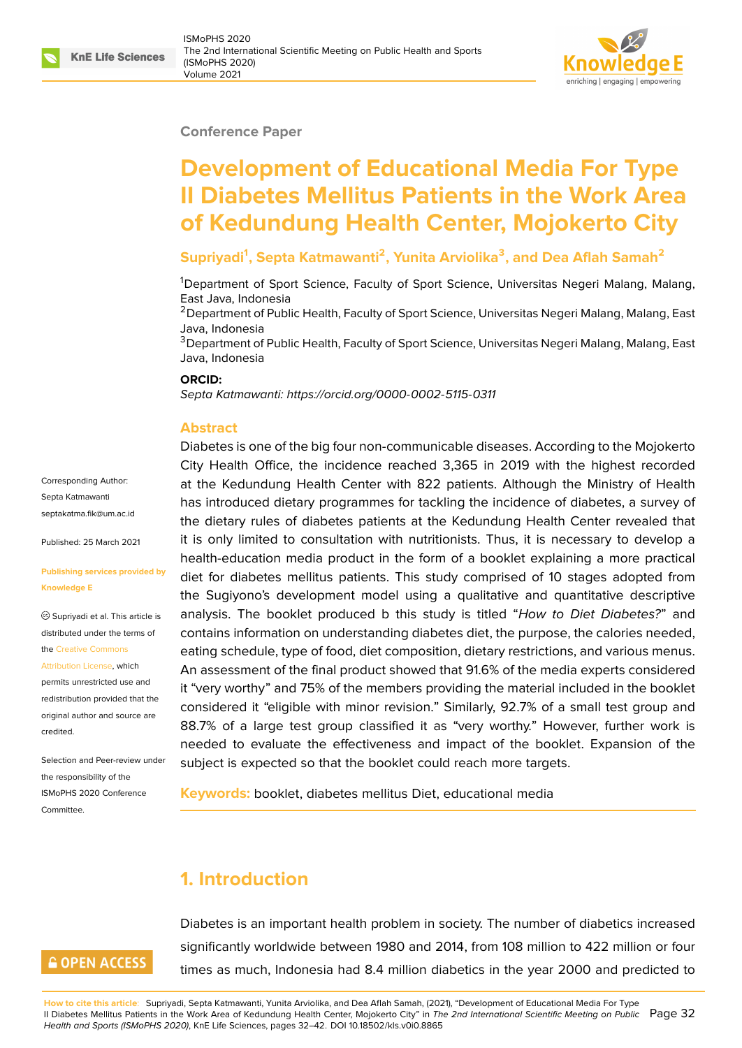Conference Paper

# Development of Educational Media For Type II Diabetes Mellitus Patients in the Work Area of Kedundung Health Center, Mojokerto City

**Supriyadi[1], Septa Katmawanti[2], Yunita Arviolika[3], and Dea Aflah Samah[2]**

[1]Department of Sport Science, Faculty of Sport Science, Universitas Negeri Malang, Malang, East Java, Indonesia
[2]Department of Public Health, Faculty of Sport Science, Universitas Negeri Malang, Malang, East Java, Indonesia
[3]Department of Public Health, Faculty of Sport Science, Universitas Negeri Malang, Malang, East Java, Indonesia

**ORCID:**
*Septa Katmawanti: https://orcid.org/0000-0002-5115-0311*

Corresponding Author:
Septa Katmawanti
septakatma.fik@um.ac.id

Published: 25 March 2021

**Publishing services provided by Knowledge E**

© Supriyadi et al. This article is distributed under the terms of the Creative Commons Attribution License, which permits unrestricted use and redistribution provided that the original author and source are credited.

Selection and Peer-review under the responsibility of the ISMoPHS 2020 Conference Committee.

## Abstract

Diabetes is one of the big four non-communicable diseases. According to the Mojokerto City Health Office, the incidence reached 3,365 in 2019 with the highest recorded at the Kedundung Health Center with 822 patients. Although the Ministry of Health has introduced dietary programmes for tackling the incidence of diabetes, a survey of the dietary rules of diabetes patients at the Kedundung Health Center revealed that it is only limited to consultation with nutritionists. Thus, it is necessary to develop a health-education media product in the form of a booklet explaining a more practical diet for diabetes mellitus patients. This study comprised of 10 stages adopted from the Sugiyono's development model using a qualitative and quantitative descriptive analysis. The booklet produced b this study is titled "*How to Diet Diabetes?*" and contains information on understanding diabetes diet, the purpose, the calories needed, eating schedule, type of food, diet composition, dietary restrictions, and various menus. An assessment of the final product showed that 91.6% of the media experts considered it "very worthy" and 75% of the members providing the material included in the booklet considered it "eligible with minor revision." Similarly, 92.7% of a small test group and 88.7% of a large test group classified it as "very worthy." However, further work is needed to evaluate the effectiveness and impact of the booklet. Expansion of the subject is expected so that the booklet could reach more targets.

**Keywords:** booklet, diabetes mellitus Diet, educational media

## 1. Introduction

Diabetes is an important health problem in society. The number of diabetics increased significantly worldwide between 1980 and 2014, from 108 million to 422 million or four times as much, Indonesia had 8.4 million diabetics in the year 2000 and predicted to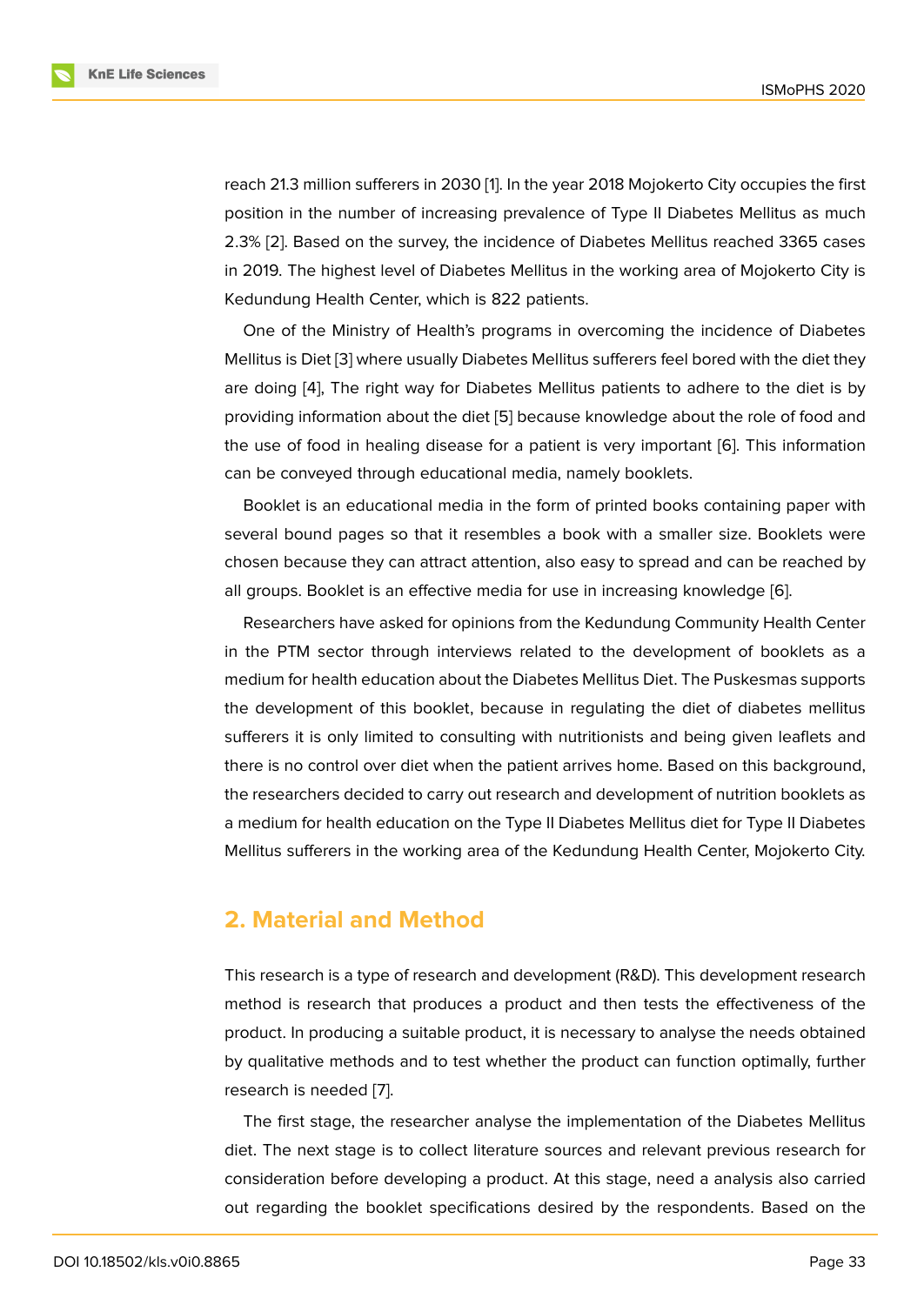reach 21.3 million sufferers in 2030 [1]. In the year 2018 Mojokerto City occupies the first position in the number of increasing prevalence of Type II Diabetes Mellitus as much 2.3% [2]. Based on the survey, the incidence of Diabetes Mellitus reached 3365 cases in 2019. The highest level of Diabetes Mellitus in the working area of Mojokerto City is Kedundung Health Center, which is 822 patients.

One of the Ministry of Health's programs in overcoming the incidence of Diabetes Mellitus is Diet [3] where usually Diabetes Mellitus sufferers feel bored with the diet they are doing [4], The right way for Diabetes Mellitus patients to adhere to the diet is by providing information about the diet [5] because knowledge about the role of food and the use of food in healing disease for a patient is very important [6]. This information can be conveyed through educational media, namely booklets.

Booklet is an educational media in the form of printed books containing paper with several bound pages so that it resembles a book with a smaller size. Booklets were chosen because they can attract attention, also easy to spread and can be reached by all groups. Booklet is an effective media for use in increasing knowledge [6].

Researchers have asked for opinions from the Kedundung Community Health Center in the PTM sector through interviews related to the development of booklets as a medium for health education about the Diabetes Mellitus Diet. The Puskesmas supports the development of this booklet, because in regulating the diet of diabetes mellitus sufferers it is only limited to consulting with nutritionists and being given leaflets and there is no control over diet when the patient arrives home. Based on this background, the researchers decided to carry out research and development of nutrition booklets as a medium for health education on the Type II Diabetes Mellitus diet for Type II Diabetes Mellitus sufferers in the working area of the Kedundung Health Center, Mojokerto City.

## 2. Material and Method

This research is a type of research and development (R&D). This development research method is research that produces a product and then tests the effectiveness of the product. In producing a suitable product, it is necessary to analyse the needs obtained by qualitative methods and to test whether the product can function optimally, further research is needed [7].

The first stage, the researcher analyse the implementation of the Diabetes Mellitus diet. The next stage is to collect literature sources and relevant previous research for consideration before developing a product. At this stage, need a analysis also carried out regarding the booklet specifications desired by the respondents. Based on the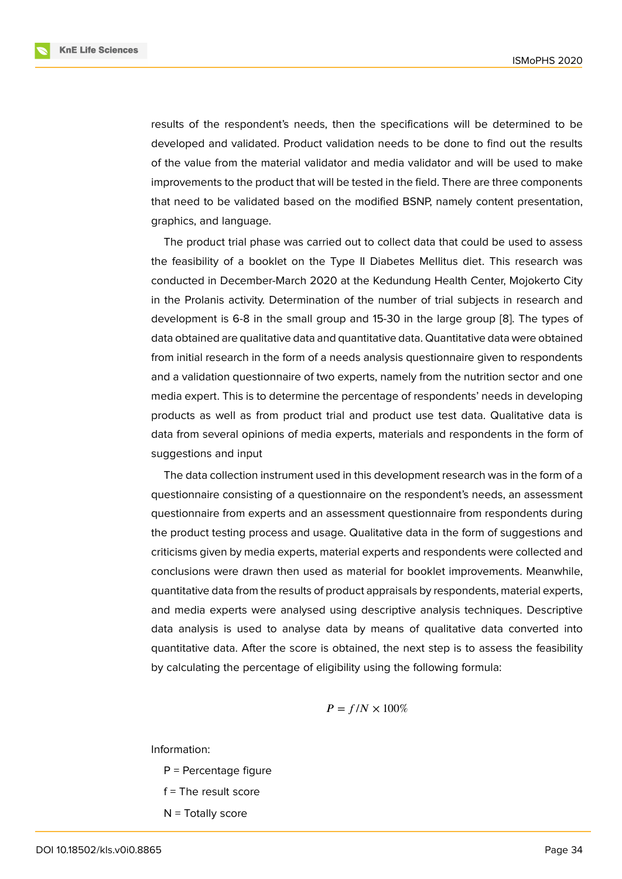results of the respondent's needs, then the specifications will be determined to be developed and validated. Product validation needs to be done to find out the results of the value from the material validator and media validator and will be used to make improvements to the product that will be tested in the field. There are three components that need to be validated based on the modified BSNP, namely content presentation, graphics, and language.

The product trial phase was carried out to collect data that could be used to assess the feasibility of a booklet on the Type II Diabetes Mellitus diet. This research was conducted in December-March 2020 at the Kedundung Health Center, Mojokerto City in the Prolanis activity. Determination of the number of trial subjects in research and development is 6-8 in the small group and 15-30 in the large group [8]. The types of data obtained are qualitative data and quantitative data. Quantitative data were obtained from initial research in the form of a needs analysis questionnaire given to respondents and a validation questionnaire of two experts, namely from the nutrition sector and one media expert. This is to determine the percentage of respondents' needs in developing products as well as from product trial and product use test data. Qualitative data is data from several opinions of media experts, materials and respondents in the form of suggestions and input

The data collection instrument used in this development research was in the form of a questionnaire consisting of a questionnaire on the respondent's needs, an assessment questionnaire from experts and an assessment questionnaire from respondents during the product testing process and usage. Qualitative data in the form of suggestions and criticisms given by media experts, material experts and respondents were collected and conclusions were drawn then used as material for booklet improvements. Meanwhile, quantitative data from the results of product appraisals by respondents, material experts, and media experts were analysed using descriptive analysis techniques. Descriptive data analysis is used to analyse data by means of qualitative data converted into quantitative data. After the score is obtained, the next step is to assess the feasibility by calculating the percentage of eligibility using the following formula:

$$P = f / N \times 100\%$$

Information:

P = Percentage figure

f = The result score

N = Totally score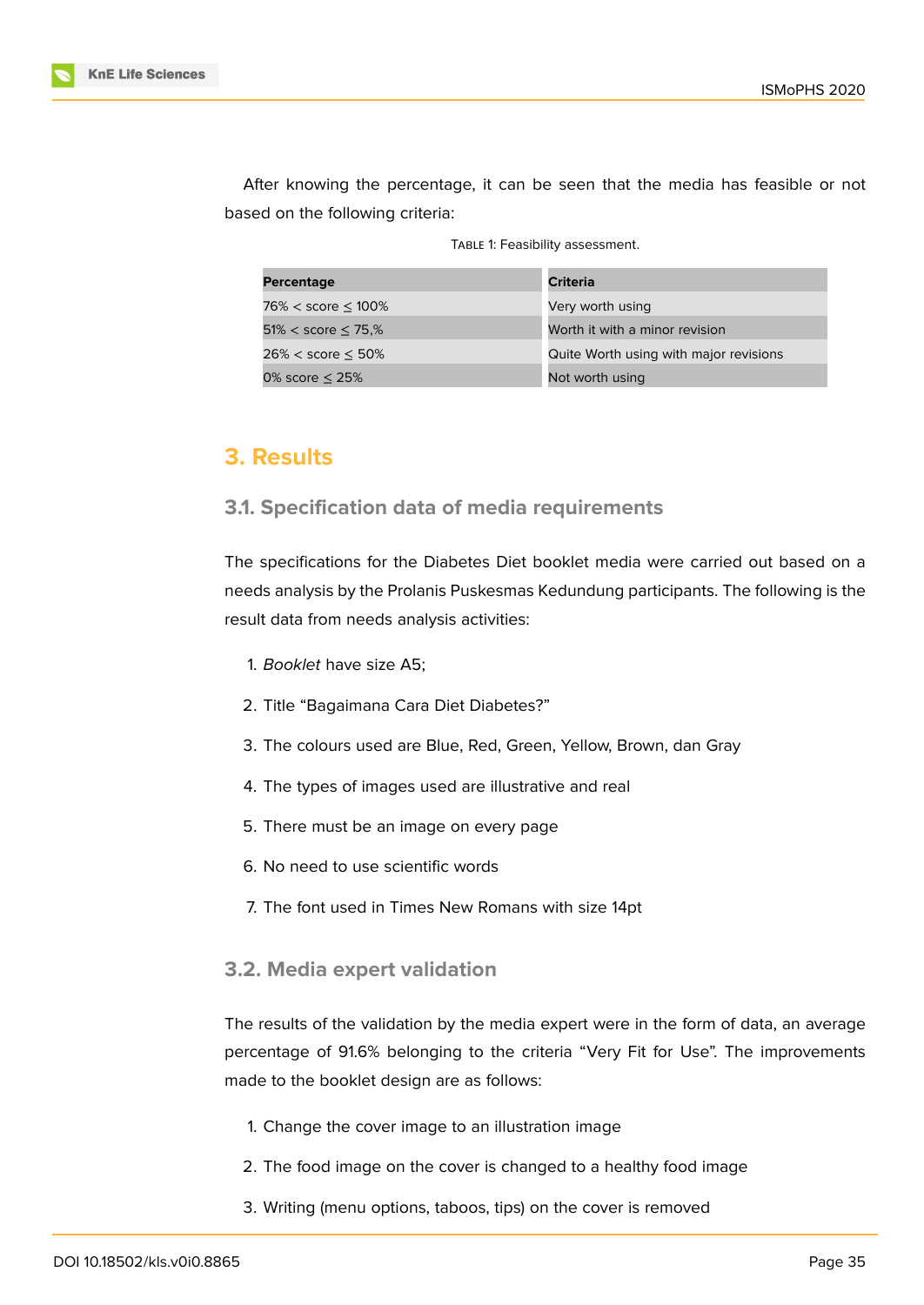After knowing the percentage, it can be seen that the media has feasible or not based on the following criteria:

TABLE 1: Feasibility assessment.

| Percentage | Criteria |
|---|---|
| 76% < score ≤ 100% | Very worth using |
| 51% < score ≤ 75,% | Worth it with a minor revision |
| 26% < score ≤ 50% | Quite Worth using with major revisions |
| 0% score ≤ 25% | Not worth using |

# 3. Results

## 3.1. Specification data of media requirements

The specifications for the Diabetes Diet booklet media were carried out based on a needs analysis by the Prolanis Puskesmas Kedundung participants. The following is the result data from needs analysis activities:

1. *Booklet* have size A5;
2. Title “Bagaimana Cara Diet Diabetes?”
3. The colours used are Blue, Red, Green, Yellow, Brown, dan Gray
4. The types of images used are illustrative and real
5. There must be an image on every page
6. No need to use scientific words
7. The font used in Times New Romans with size 14pt

## 3.2. Media expert validation

The results of the validation by the media expert were in the form of data, an average percentage of 91.6% belonging to the criteria “Very Fit for Use”. The improvements made to the booklet design are as follows:

1. Change the cover image to an illustration image
2. The food image on the cover is changed to a healthy food image
3. Writing (menu options, taboos, tips) on the cover is removed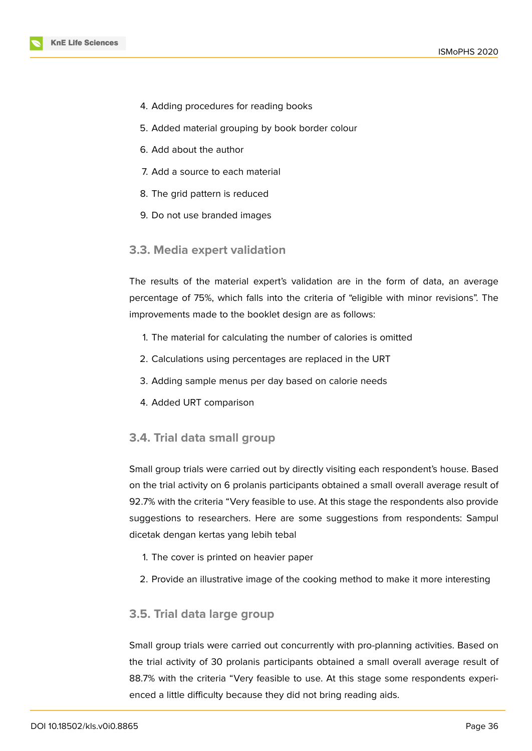4. Adding procedures for reading books
5. Added material grouping by book border colour
6. Add about the author
7. Add a source to each material
8. The grid pattern is reduced
9. Do not use branded images

### 3.3. Media expert validation

The results of the material expert's validation are in the form of data, an average percentage of 75%, which falls into the criteria of "eligible with minor revisions". The improvements made to the booklet design are as follows:

1. The material for calculating the number of calories is omitted
2. Calculations using percentages are replaced in the URT
3. Adding sample menus per day based on calorie needs
4. Added URT comparison

### 3.4. Trial data small group

Small group trials were carried out by directly visiting each respondent's house. Based on the trial activity on 6 prolanis participants obtained a small overall average result of 92.7% with the criteria "Very feasible to use. At this stage the respondents also provide suggestions to researchers. Here are some suggestions from respondents: Sampul dicetak dengan kertas yang lebih tebal

1. The cover is printed on heavier paper
2. Provide an illustrative image of the cooking method to make it more interesting

### 3.5. Trial data large group

Small group trials were carried out concurrently with pro-planning activities. Based on the trial activity of 30 prolanis participants obtained a small overall average result of 88.7% with the criteria "Very feasible to use. At this stage some respondents experienced a little difficulty because they did not bring reading aids.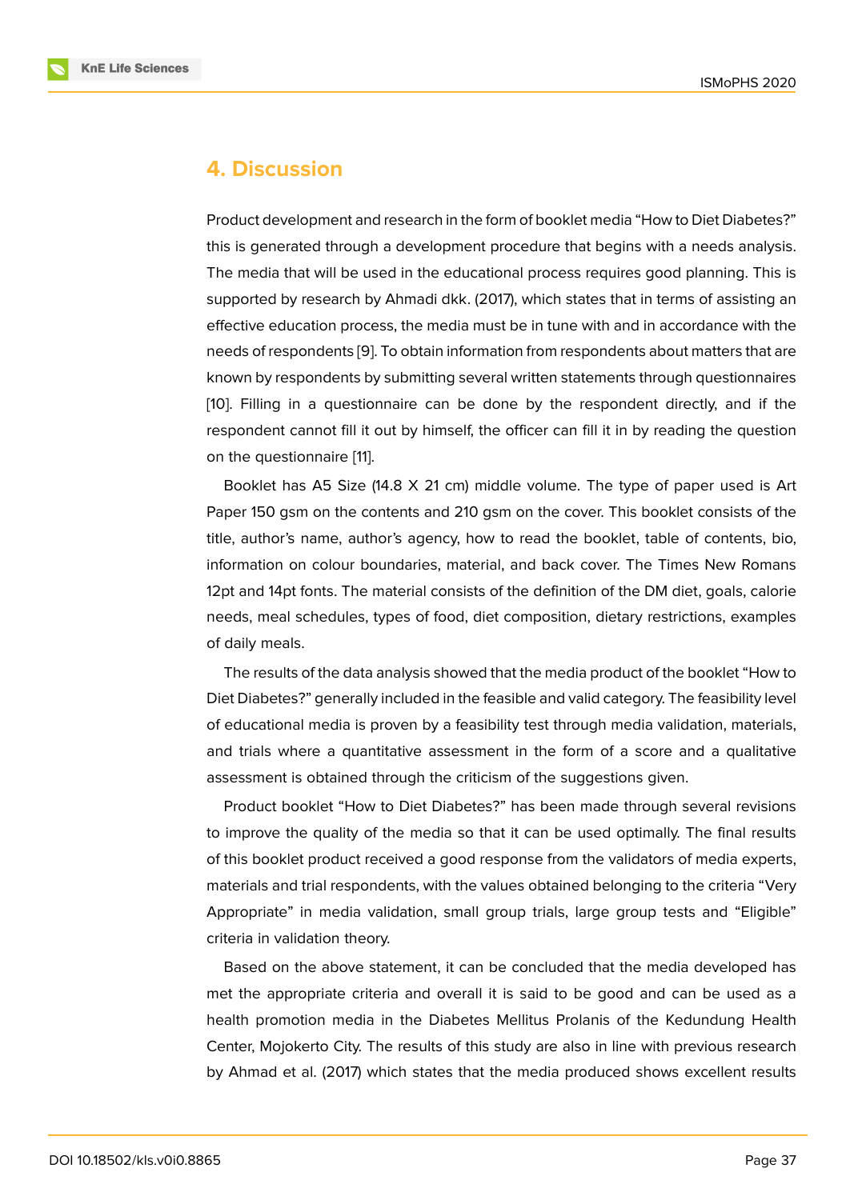## 4. Discussion

Product development and research in the form of booklet media “How to Diet Diabetes?” this is generated through a development procedure that begins with a needs analysis. The media that will be used in the educational process requires good planning. This is supported by research by Ahmadi dkk. (2017), which states that in terms of assisting an effective education process, the media must be in tune with and in accordance with the needs of respondents [9]. To obtain information from respondents about matters that are known by respondents by submitting several written statements through questionnaires [10]. Filling in a questionnaire can be done by the respondent directly, and if the respondent cannot fill it out by himself, the officer can fill it in by reading the question on the questionnaire [11].

Booklet has A5 Size (14.8 X 21 cm) middle volume. The type of paper used is Art Paper 150 gsm on the contents and 210 gsm on the cover. This booklet consists of the title, author’s name, author’s agency, how to read the booklet, table of contents, bio, information on colour boundaries, material, and back cover. The Times New Romans 12pt and 14pt fonts. The material consists of the definition of the DM diet, goals, calorie needs, meal schedules, types of food, diet composition, dietary restrictions, examples of daily meals.

The results of the data analysis showed that the media product of the booklet “How to Diet Diabetes?” generally included in the feasible and valid category. The feasibility level of educational media is proven by a feasibility test through media validation, materials, and trials where a quantitative assessment in the form of a score and a qualitative assessment is obtained through the criticism of the suggestions given.

Product booklet “How to Diet Diabetes?” has been made through several revisions to improve the quality of the media so that it can be used optimally. The final results of this booklet product received a good response from the validators of media experts, materials and trial respondents, with the values obtained belonging to the criteria “Very Appropriate” in media validation, small group trials, large group tests and “Eligible” criteria in validation theory.

Based on the above statement, it can be concluded that the media developed has met the appropriate criteria and overall it is said to be good and can be used as a health promotion media in the Diabetes Mellitus Prolanis of the Kedundung Health Center, Mojokerto City. The results of this study are also in line with previous research by Ahmad et al. (2017) which states that the media produced shows excellent results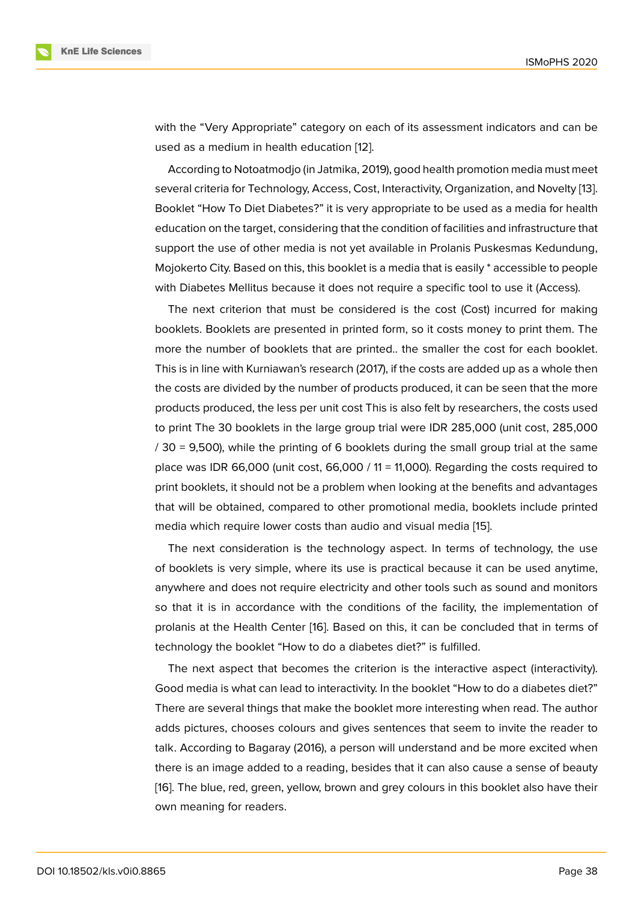with the “Very Appropriate” category on each of its assessment indicators and can be used as a medium in health education [12].

According to Notoatmodjo (in Jatmika, 2019), good health promotion media must meet several criteria for Technology, Access, Cost, Interactivity, Organization, and Novelty [13]. Booklet “How To Diet Diabetes?” it is very appropriate to be used as a media for health education on the target, considering that the condition of facilities and infrastructure that support the use of other media is not yet available in Prolanis Puskesmas Kedundung, Mojokerto City. Based on this, this booklet is a media that is easily * accessible to people with Diabetes Mellitus because it does not require a specific tool to use it (Access).

The next criterion that must be considered is the cost (Cost) incurred for making booklets. Booklets are presented in printed form, so it costs money to print them. The more the number of booklets that are printed.. the smaller the cost for each booklet. This is in line with Kurniawan’s research (2017), if the costs are added up as a whole then the costs are divided by the number of products produced, it can be seen that the more products produced, the less per unit cost This is also felt by researchers, the costs used to print The 30 booklets in the large group trial were IDR 285,000 (unit cost, 285,000 / 30 = 9,500), while the printing of 6 booklets during the small group trial at the same place was IDR 66,000 (unit cost, 66,000 / 11 = 11,000). Regarding the costs required to print booklets, it should not be a problem when looking at the benefits and advantages that will be obtained, compared to other promotional media, booklets include printed media which require lower costs than audio and visual media [15].

The next consideration is the technology aspect. In terms of technology, the use of booklets is very simple, where its use is practical because it can be used anytime, anywhere and does not require electricity and other tools such as sound and monitors so that it is in accordance with the conditions of the facility, the implementation of prolanis at the Health Center [16]. Based on this, it can be concluded that in terms of technology the booklet “How to do a diabetes diet?” is fulfilled.

The next aspect that becomes the criterion is the interactive aspect (interactivity). Good media is what can lead to interactivity. In the booklet “How to do a diabetes diet?” There are several things that make the booklet more interesting when read. The author adds pictures, chooses colours and gives sentences that seem to invite the reader to talk. According to Bagaray (2016), a person will understand and be more excited when there is an image added to a reading, besides that it can also cause a sense of beauty [16]. The blue, red, green, yellow, brown and grey colours in this booklet also have their own meaning for readers.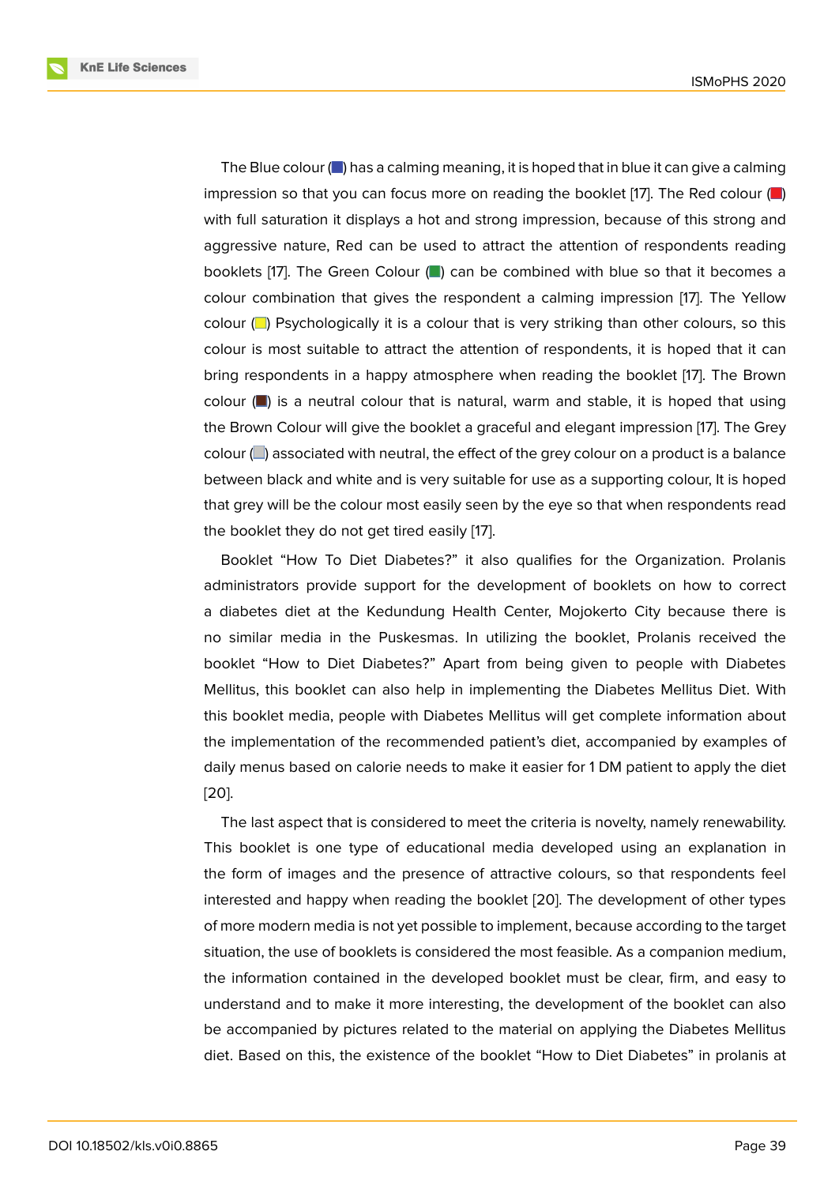The Blue colour (■) has a calming meaning, it is hoped that in blue it can give a calming impression so that you can focus more on reading the booklet [17]. The Red colour (■) with full saturation it displays a hot and strong impression, because of this strong and aggressive nature, Red can be used to attract the attention of respondents reading booklets [17]. The Green Colour (■) can be combined with blue so that it becomes a colour combination that gives the respondent a calming impression [17]. The Yellow colour (■) Psychologically it is a colour that is very striking than other colours, so this colour is most suitable to attract the attention of respondents, it is hoped that it can bring respondents in a happy atmosphere when reading the booklet [17]. The Brown colour (■) is a neutral colour that is natural, warm and stable, it is hoped that using the Brown Colour will give the booklet a graceful and elegant impression [17]. The Grey colour (■) associated with neutral, the effect of the grey colour on a product is a balance between black and white and is very suitable for use as a supporting colour, It is hoped that grey will be the colour most easily seen by the eye so that when respondents read the booklet they do not get tired easily [17].

Booklet “How To Diet Diabetes?” it also qualifies for the Organization. Prolanis administrators provide support for the development of booklets on how to correct a diabetes diet at the Kedundung Health Center, Mojokerto City because there is no similar media in the Puskesmas. In utilizing the booklet, Prolanis received the booklet “How to Diet Diabetes?” Apart from being given to people with Diabetes Mellitus, this booklet can also help in implementing the Diabetes Mellitus Diet. With this booklet media, people with Diabetes Mellitus will get complete information about the implementation of the recommended patient’s diet, accompanied by examples of daily menus based on calorie needs to make it easier for 1 DM patient to apply the diet [20].

The last aspect that is considered to meet the criteria is novelty, namely renewability. This booklet is one type of educational media developed using an explanation in the form of images and the presence of attractive colours, so that respondents feel interested and happy when reading the booklet [20]. The development of other types of more modern media is not yet possible to implement, because according to the target situation, the use of booklets is considered the most feasible. As a companion medium, the information contained in the developed booklet must be clear, firm, and easy to understand and to make it more interesting, the development of the booklet can also be accompanied by pictures related to the material on applying the Diabetes Mellitus diet. Based on this, the existence of the booklet “How to Diet Diabetes” in prolanis at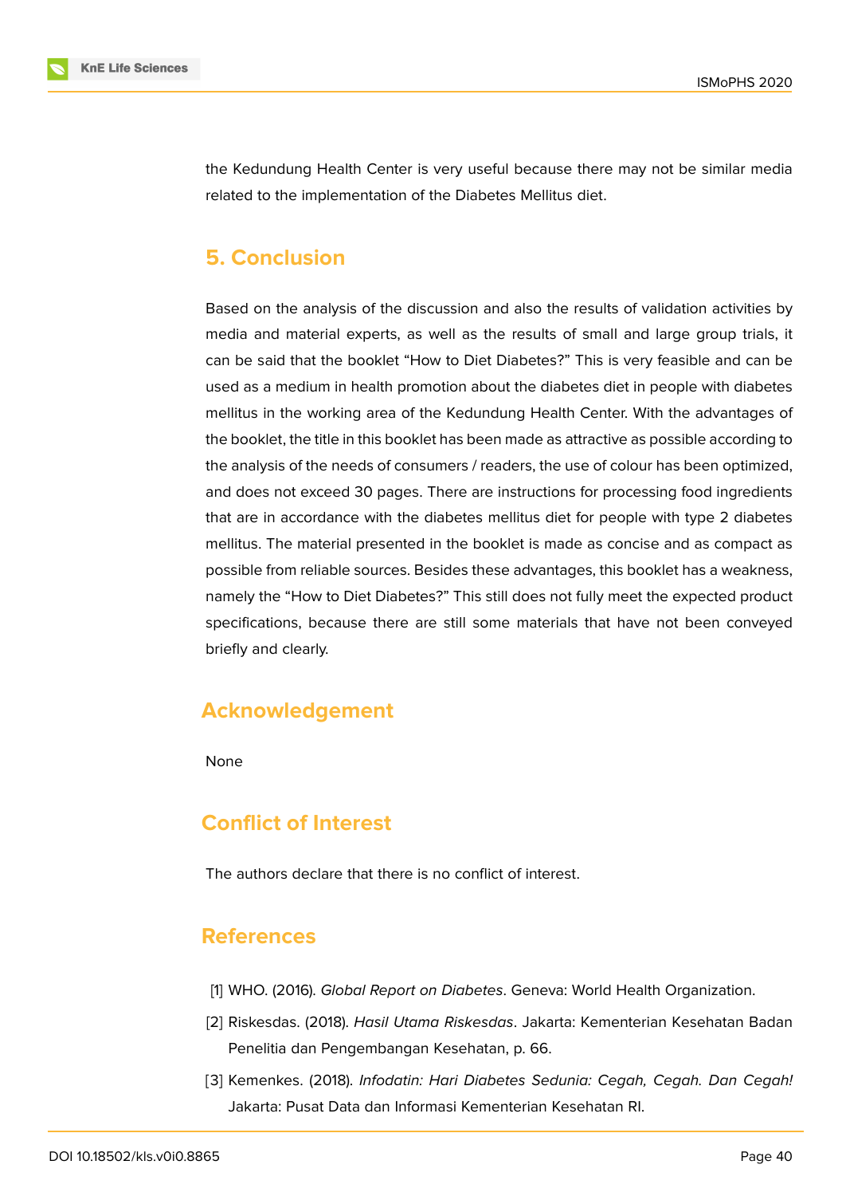the Kedundung Health Center is very useful because there may not be similar media related to the implementation of the Diabetes Mellitus diet.

## 5. Conclusion

Based on the analysis of the discussion and also the results of validation activities by media and material experts, as well as the results of small and large group trials, it can be said that the booklet "How to Diet Diabetes?" This is very feasible and can be used as a medium in health promotion about the diabetes diet in people with diabetes mellitus in the working area of the Kedundung Health Center. With the advantages of the booklet, the title in this booklet has been made as attractive as possible according to the analysis of the needs of consumers / readers, the use of colour has been optimized, and does not exceed 30 pages. There are instructions for processing food ingredients that are in accordance with the diabetes mellitus diet for people with type 2 diabetes mellitus. The material presented in the booklet is made as concise and as compact as possible from reliable sources. Besides these advantages, this booklet has a weakness, namely the "How to Diet Diabetes?" This still does not fully meet the expected product specifications, because there are still some materials that have not been conveyed briefly and clearly.

## Acknowledgement

None

## Conflict of Interest

The authors declare that there is no conflict of interest.

## References

[1] WHO. (2016). *Global Report on Diabetes*. Geneva: World Health Organization.

[2] Riskesdas. (2018). *Hasil Utama Riskesdas*. Jakarta: Kementerian Kesehatan Badan Penelitia dan Pengembangan Kesehatan, p. 66.

[3] Kemenkes. (2018). *Infodatin: Hari Diabetes Sedunia: Cegah, Cegah. Dan Cegah!* Jakarta: Pusat Data dan Informasi Kementerian Kesehatan RI.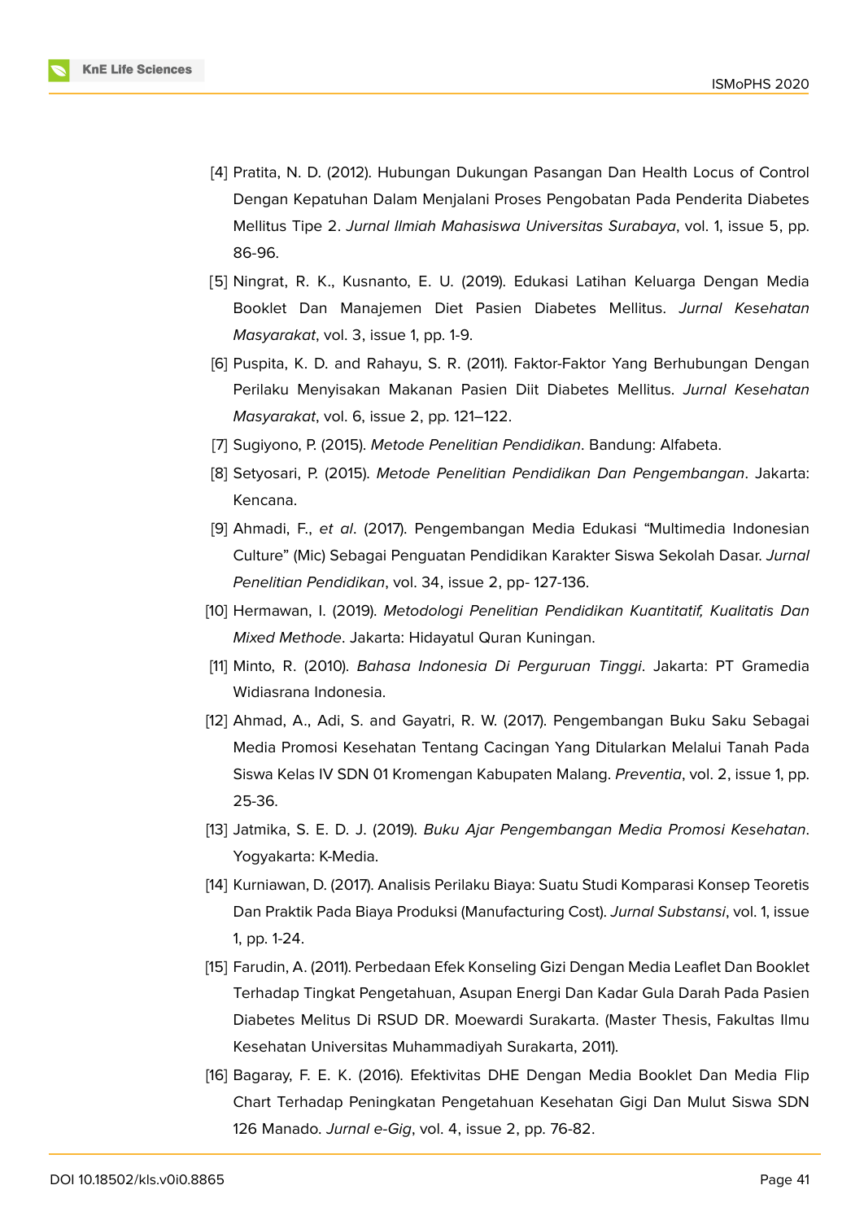[4] Pratita, N. D. (2012). Hubungan Dukungan Pasangan Dan Health Locus of Control Dengan Kepatuhan Dalam Menjalani Proses Pengobatan Pada Penderita Diabetes Mellitus Tipe 2. *Jurnal Ilmiah Mahasiswa Universitas Surabaya*, vol. 1, issue 5, pp. 86-96.

[5] Ningrat, R. K., Kusnanto, E. U. (2019). Edukasi Latihan Keluarga Dengan Media Booklet Dan Manajemen Diet Pasien Diabetes Mellitus. *Jurnal Kesehatan Masyarakat*, vol. 3, issue 1, pp. 1-9.

[6] Puspita, K. D. and Rahayu, S. R. (2011). Faktor-Faktor Yang Berhubungan Dengan Perilaku Menyisakan Makanan Pasien Diit Diabetes Mellitus. *Jurnal Kesehatan Masyarakat*, vol. 6, issue 2, pp. 121–122.

[7] Sugiyono, P. (2015). *Metode Penelitian Pendidikan*. Bandung: Alfabeta.

[8] Setyosari, P. (2015). *Metode Penelitian Pendidikan Dan Pengembangan*. Jakarta: Kencana.

[9] Ahmadi, F., *et al*. (2017). Pengembangan Media Edukasi "Multimedia Indonesian Culture" (Mic) Sebagai Penguatan Pendidikan Karakter Siswa Sekolah Dasar. *Jurnal Penelitian Pendidikan*, vol. 34, issue 2, pp- 127-136.

[10] Hermawan, I. (2019). *Metodologi Penelitian Pendidikan Kuantitatif, Kualitatis Dan Mixed Methode*. Jakarta: Hidayatul Quran Kuningan.

[11] Minto, R. (2010). *Bahasa Indonesia Di Perguruan Tinggi*. Jakarta: PT Gramedia Widiasrana Indonesia.

[12] Ahmad, A., Adi, S. and Gayatri, R. W. (2017). Pengembangan Buku Saku Sebagai Media Promosi Kesehatan Tentang Cacingan Yang Ditularkan Melalui Tanah Pada Siswa Kelas IV SDN 01 Kromengan Kabupaten Malang. *Preventia*, vol. 2, issue 1, pp. 25-36.

[13] Jatmika, S. E. D. J. (2019). *Buku Ajar Pengembangan Media Promosi Kesehatan*. Yogyakarta: K-Media.

[14] Kurniawan, D. (2017). Analisis Perilaku Biaya: Suatu Studi Komparasi Konsep Teoretis Dan Praktik Pada Biaya Produksi (Manufacturing Cost). *Jurnal Substansi*, vol. 1, issue 1, pp. 1-24.

[15] Farudin, A. (2011). Perbedaan Efek Konseling Gizi Dengan Media Leaflet Dan Booklet Terhadap Tingkat Pengetahuan, Asupan Energi Dan Kadar Gula Darah Pada Pasien Diabetes Melitus Di RSUD DR. Moewardi Surakarta. (Master Thesis, Fakultas Ilmu Kesehatan Universitas Muhammadiyah Surakarta, 2011).

[16] Bagaray, F. E. K. (2016). Efektivitas DHE Dengan Media Booklet Dan Media Flip Chart Terhadap Peningkatan Pengetahuan Kesehatan Gigi Dan Mulut Siswa SDN 126 Manado. *Jurnal e-Gig*, vol. 4, issue 2, pp. 76-82.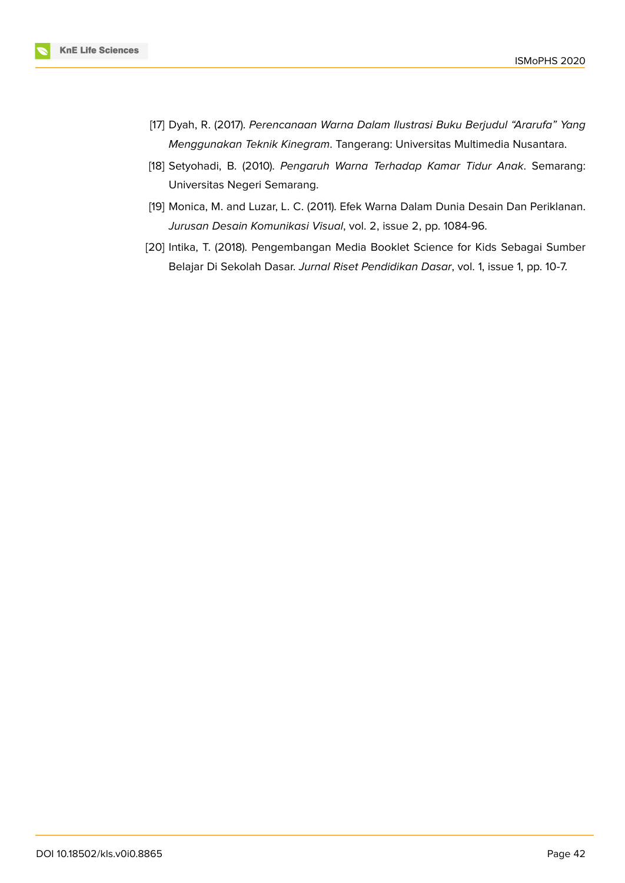[17] Dyah, R. (2017). *Perencanaan Warna Dalam Ilustrasi Buku Berjudul "Ararufa" Yang Menggunakan Teknik Kinegram*. Tangerang: Universitas Multimedia Nusantara.

[18] Setyohadi, B. (2010). *Pengaruh Warna Terhadap Kamar Tidur Anak*. Semarang: Universitas Negeri Semarang.

[19] Monica, M. and Luzar, L. C. (2011). Efek Warna Dalam Dunia Desain Dan Periklanan. *Jurusan Desain Komunikasi Visual*, vol. 2, issue 2, pp. 1084-96.

[20] Intika, T. (2018). Pengembangan Media Booklet Science for Kids Sebagai Sumber Belajar Di Sekolah Dasar. *Jurnal Riset Pendidikan Dasar*, vol. 1, issue 1, pp. 10-7.